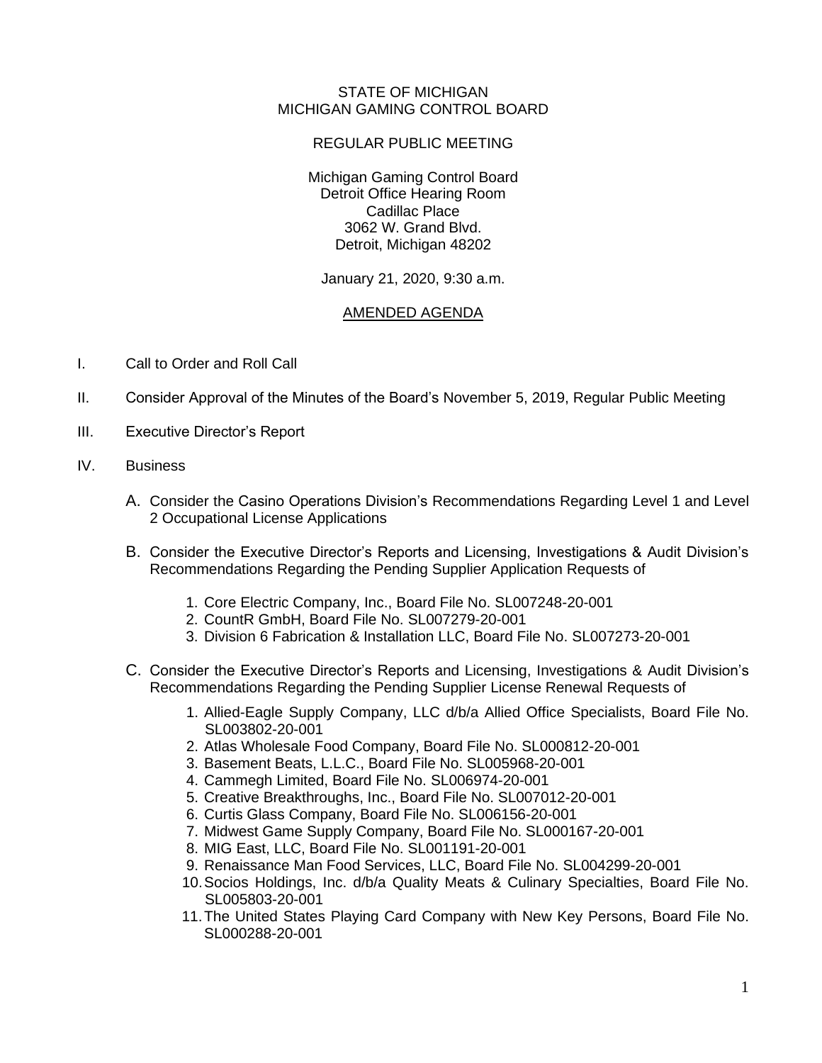STATE OF MICHIGAN
MICHIGAN GAMING CONTROL BOARD

REGULAR PUBLIC MEETING

Michigan Gaming Control Board
Detroit Office Hearing Room
Cadillac Place
3062 W. Grand Blvd.
Detroit, Michigan 48202

January 21, 2020, 9:30 a.m.

# AMENDED AGENDA

I. Call to Order and Roll Call

II. Consider Approval of the Minutes of the Board's November 5, 2019, Regular Public Meeting

III. Executive Director's Report

IV. Business

A. Consider the Casino Operations Division's Recommendations Regarding Level 1 and Level 2 Occupational License Applications

B. Consider the Executive Director's Reports and Licensing, Investigations & Audit Division's Recommendations Regarding the Pending Supplier Application Requests of

1. Core Electric Company, Inc., Board File No. SL007248-20-001
2. CountR GmbH, Board File No. SL007279-20-001
3. Division 6 Fabrication & Installation LLC, Board File No. SL007273-20-001

C. Consider the Executive Director's Reports and Licensing, Investigations & Audit Division's Recommendations Regarding the Pending Supplier License Renewal Requests of

1. Allied-Eagle Supply Company, LLC d/b/a Allied Office Specialists, Board File No. SL003802-20-001
2. Atlas Wholesale Food Company, Board File No. SL000812-20-001
3. Basement Beats, L.L.C., Board File No. SL005968-20-001
4. Cammegh Limited, Board File No. SL006974-20-001
5. Creative Breakthroughs, Inc., Board File No. SL007012-20-001
6. Curtis Glass Company, Board File No. SL006156-20-001
7. Midwest Game Supply Company, Board File No. SL000167-20-001
8. MIG East, LLC, Board File No. SL001191-20-001
9. Renaissance Man Food Services, LLC, Board File No. SL004299-20-001
10. Socios Holdings, Inc. d/b/a Quality Meats & Culinary Specialties, Board File No. SL005803-20-001
11. The United States Playing Card Company with New Key Persons, Board File No. SL000288-20-001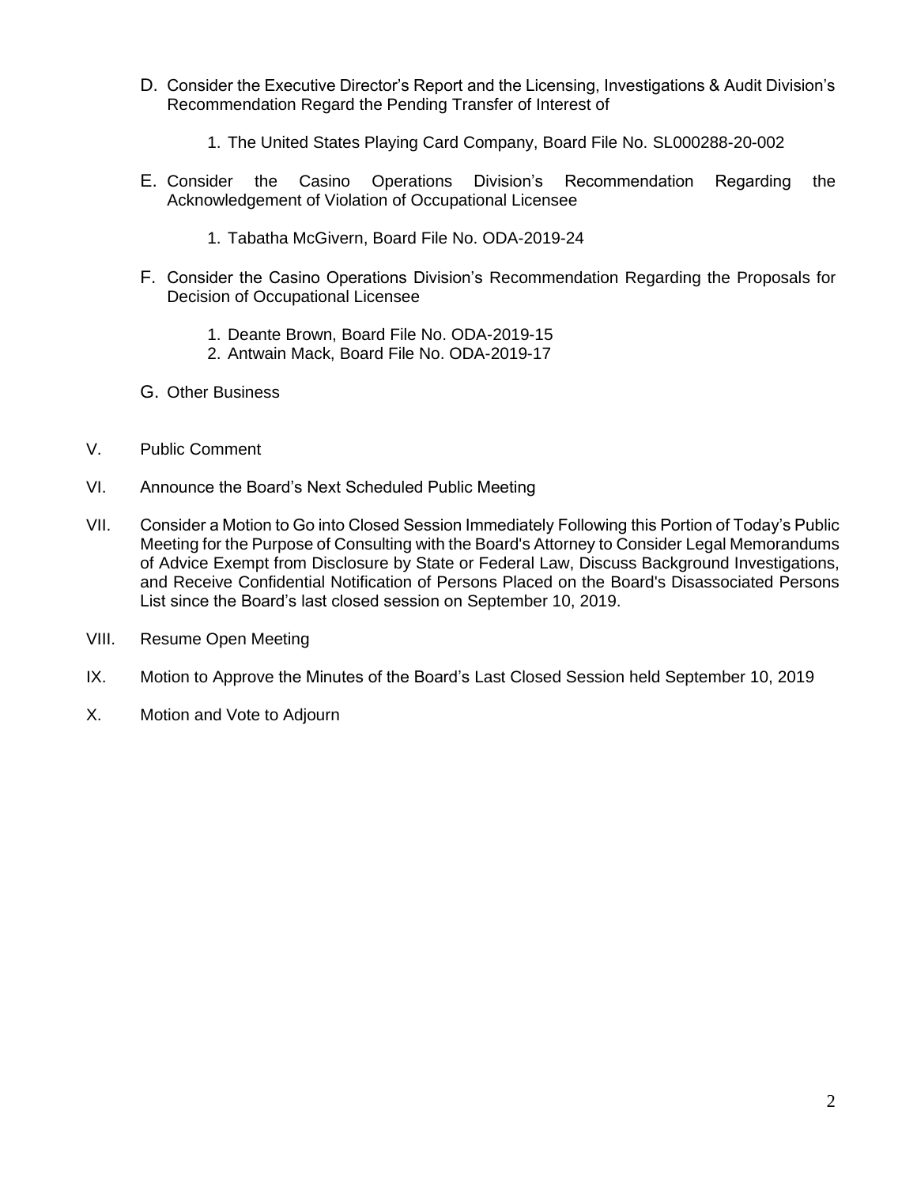D. Consider the Executive Director's Report and the Licensing, Investigations & Audit Division's Recommendation Regard the Pending Transfer of Interest of

   1. The United States Playing Card Company, Board File No. SL000288-20-002

E. Consider the Casino Operations Division's Recommendation Regarding the Acknowledgement of Violation of Occupational Licensee

   1. Tabatha McGivern, Board File No. ODA-2019-24

F. Consider the Casino Operations Division's Recommendation Regarding the Proposals for Decision of Occupational Licensee

   1. Deante Brown, Board File No. ODA-2019-15
   2. Antwain Mack, Board File No. ODA-2019-17

G. Other Business

V. Public Comment

VI. Announce the Board's Next Scheduled Public Meeting

VII. Consider a Motion to Go into Closed Session Immediately Following this Portion of Today's Public Meeting for the Purpose of Consulting with the Board's Attorney to Consider Legal Memorandums of Advice Exempt from Disclosure by State or Federal Law, Discuss Background Investigations, and Receive Confidential Notification of Persons Placed on the Board's Disassociated Persons List since the Board's last closed session on September 10, 2019.

VIII. Resume Open Meeting

IX. Motion to Approve the Minutes of the Board's Last Closed Session held September 10, 2019

X. Motion and Vote to Adjourn